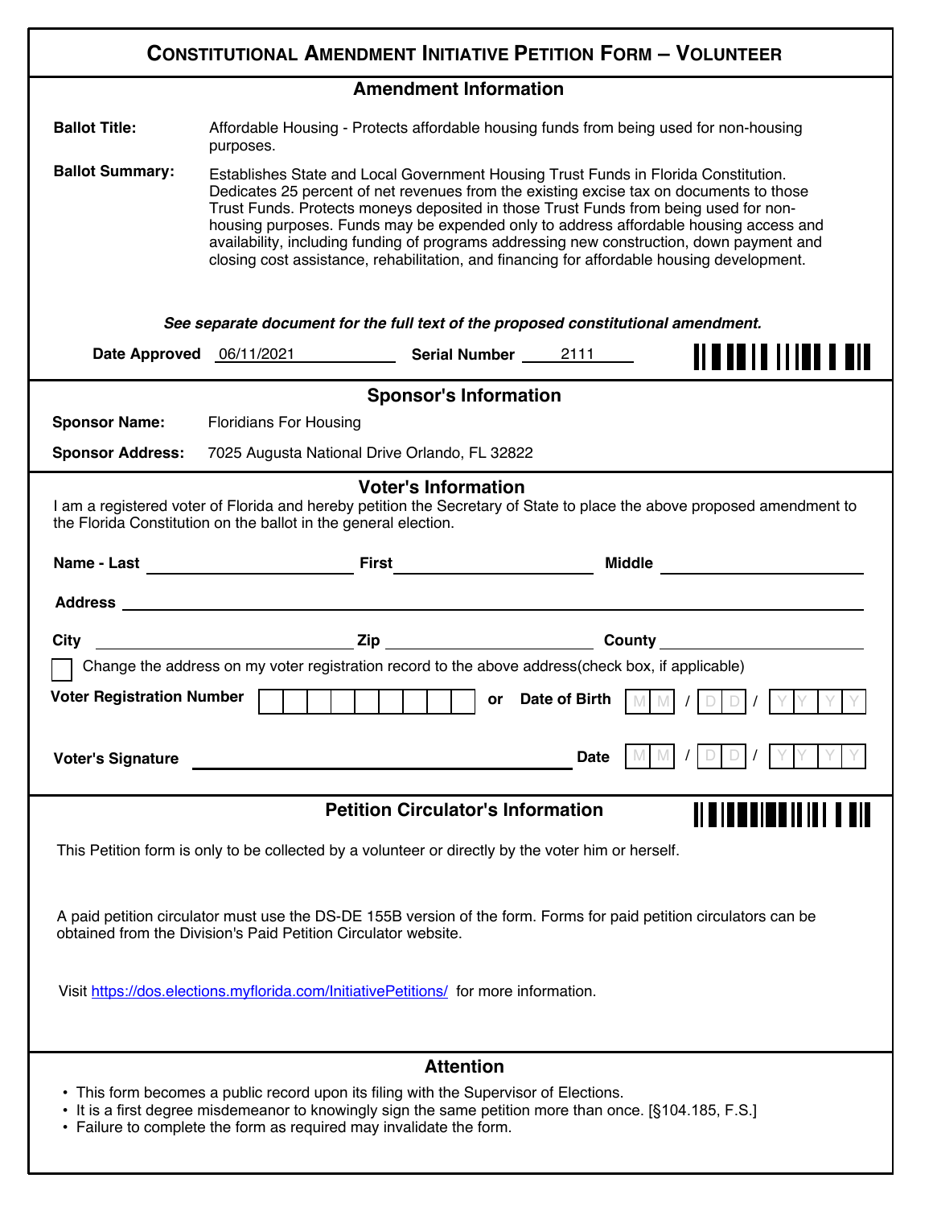# CONSTITUTIONAL AMENDMENT INITIATIVE PETITION FORM – VOLUNTEER

## Amendment Information

**Ballot Title:** Affordable Housing - Protects affordable housing funds from being used for non-housing purposes.

**Ballot Summary:** Establishes State and Local Government Housing Trust Funds in Florida Constitution. Dedicates 25 percent of net revenues from the existing excise tax on documents to those Trust Funds. Protects moneys deposited in those Trust Funds from being used for non-housing purposes. Funds may be expended only to address affordable housing access and availability, including funding of programs addressing new construction, down payment and closing cost assistance, rehabilitation, and financing for affordable housing development.

***See separate document for the full text of the proposed constitutional amendment.***

**Date Approved** 06/11/2021 **Serial Number** 2111

## Sponsor's Information

**Sponsor Name:** Floridians For Housing

**Sponsor Address:** 7025 Augusta National Drive Orlando, FL 32822

## Voter's Information

I am a registered voter of Florida and hereby petition the Secretary of State to place the above proposed amendment to the Florida Constitution on the ballot in the general election.

**Name - Last** ____________ **First** ____________ **Middle** ____________

**Address** ____________________________________________

**City** ____________ **Zip** ____________ **County** ____________

☐ Change the address on my voter registration record to the above address(check box, if applicable)

**Voter Registration Number** ☐☐☐☐☐☐☐☐☐ **or Date of Birth** MM / DD / YYYY

**Voter's Signature** ______________________ **Date** MM / DD / YYYY

## Petition Circulator's Information

This Petition form is only to be collected by a volunteer or directly by the voter him or herself.

A paid petition circulator must use the DS-DE 155B version of the form. Forms for paid petition circulators can be obtained from the Division's Paid Petition Circulator website.

Visit https://dos.elections.myflorida.com/InitiativePetitions/ for more information.

## Attention

- This form becomes a public record upon its filing with the Supervisor of Elections.
- It is a first degree misdemeanor to knowingly sign the same petition more than once. [§104.185, F.S.]
- Failure to complete the form as required may invalidate the form.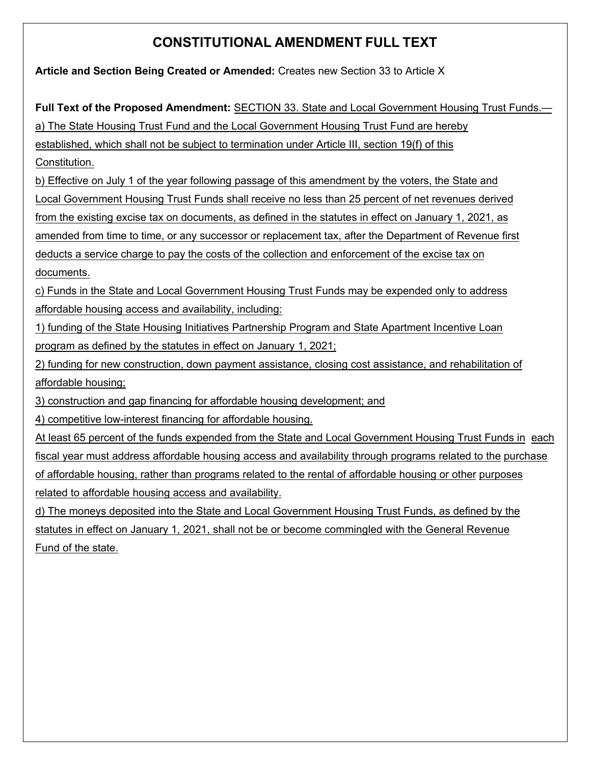# CONSTITUTIONAL AMENDMENT FULL TEXT

**Article and Section Being Created or Amended:** Creates new Section 33 to Article X

**Full Text of the Proposed Amendment:** SECTION 33. State and Local Government Housing Trust Funds.—

a) The State Housing Trust Fund and the Local Government Housing Trust Fund are hereby established, which shall not be subject to termination under Article III, section 19(f) of this Constitution.

b) Effective on July 1 of the year following passage of this amendment by the voters, the State and Local Government Housing Trust Funds shall receive no less than 25 percent of net revenues derived from the existing excise tax on documents, as defined in the statutes in effect on January 1, 2021, as amended from time to time, or any successor or replacement tax, after the Department of Revenue first deducts a service charge to pay the costs of the collection and enforcement of the excise tax on documents.

c) Funds in the State and Local Government Housing Trust Funds may be expended only to address affordable housing access and availability, including:

1) funding of the State Housing Initiatives Partnership Program and State Apartment Incentive Loan program as defined by the statutes in effect on January 1, 2021;

2) funding for new construction, down payment assistance, closing cost assistance, and rehabilitation of affordable housing;

3) construction and gap financing for affordable housing development; and

4) competitive low-interest financing for affordable housing.

At least 65 percent of the funds expended from the State and Local Government Housing Trust Funds in each fiscal year must address affordable housing access and availability through programs related to the purchase of affordable housing, rather than programs related to the rental of affordable housing or other purposes related to affordable housing access and availability.

d) The moneys deposited into the State and Local Government Housing Trust Funds, as defined by the statutes in effect on January 1, 2021, shall not be or become commingled with the General Revenue Fund of the state.